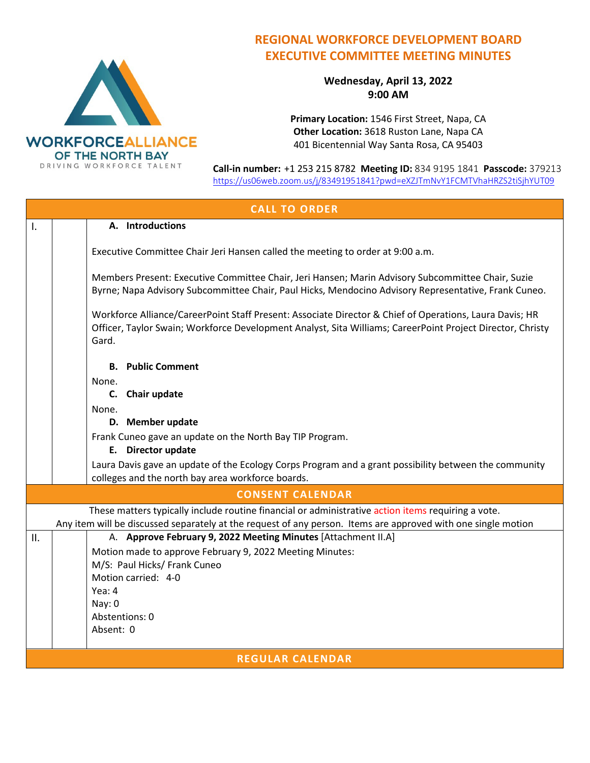WORKFORCEALLIANCE OF THE NORTH BAY
DRIVING WORKFORCE TALENT

# REGIONAL WORKFORCE DEVELOPMENT BOARD EXECUTIVE COMMITTEE MEETING MINUTES

**Wednesday, April 13, 2022**
**9:00 AM**

**Primary Location:** 1546 First Street, Napa, CA
**Other Location:** 3618 Ruston Lane, Napa CA
401 Bicentennial Way Santa Rosa, CA 95403

**Call-in number:** +1 253 215 8782 **Meeting ID:** 834 9195 1841 **Passcode:** 379213
https://us06web.zoom.us/j/83491951841?pwd=eXZJTmNvY1FCMTVhaHRZS2tiSjhYUT09

## CALL TO ORDER

**I.**

**A. Introductions**

Executive Committee Chair Jeri Hansen called the meeting to order at 9:00 a.m.

Members Present: Executive Committee Chair, Jeri Hansen; Marin Advisory Subcommittee Chair, Suzie Byrne; Napa Advisory Subcommittee Chair, Paul Hicks, Mendocino Advisory Representative, Frank Cuneo.

Workforce Alliance/CareerPoint Staff Present: Associate Director & Chief of Operations, Laura Davis; HR Officer, Taylor Swain; Workforce Development Analyst, Sita Williams; CareerPoint Project Director, Christy Gard.

**B. Public Comment**

None.

**C. Chair update**

None.

**D. Member update**

Frank Cuneo gave an update on the North Bay TIP Program.

**E. Director update**

Laura Davis gave an update of the Ecology Corps Program and a grant possibility between the community colleges and the north bay area workforce boards.

## CONSENT CALENDAR

These matters typically include routine financial or administrative action items requiring a vote.
Any item will be discussed separately at the request of any person. Items are approved with one single motion

**II.**

A. **Approve February 9, 2022 Meeting Minutes** [Attachment II.A]

Motion made to approve February 9, 2022 Meeting Minutes:
M/S: Paul Hicks/ Frank Cuneo
Motion carried: 4-0
Yea: 4
Nay: 0
Abstentions: 0
Absent: 0

## REGULAR CALENDAR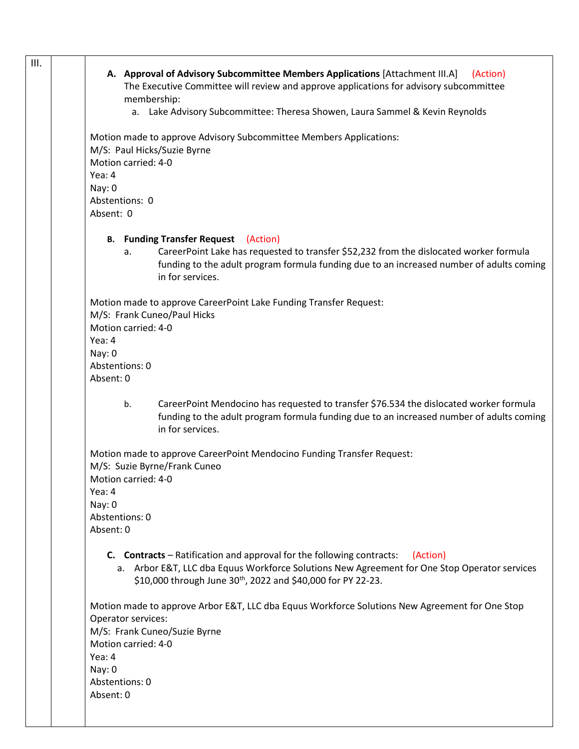III.

**A. Approval of Advisory Subcommittee Members Applications** [Attachment III.A] (Action)
The Executive Committee will review and approve applications for advisory subcommittee membership:

a. Lake Advisory Subcommittee: Theresa Showen, Laura Sammel & Kevin Reynolds

Motion made to approve Advisory Subcommittee Members Applications:
M/S: Paul Hicks/Suzie Byrne
Motion carried: 4-0
Yea: 4
Nay: 0
Abstentions: 0
Absent: 0

**B. Funding Transfer Request** (Action)

a. CareerPoint Lake has requested to transfer $52,232 from the dislocated worker formula funding to the adult program formula funding due to an increased number of adults coming in for services.

Motion made to approve CareerPoint Lake Funding Transfer Request:
M/S: Frank Cuneo/Paul Hicks
Motion carried: 4-0
Yea: 4
Nay: 0
Abstentions: 0
Absent: 0

b. CareerPoint Mendocino has requested to transfer $76.534 the dislocated worker formula funding to the adult program formula funding due to an increased number of adults coming in for services.

Motion made to approve CareerPoint Mendocino Funding Transfer Request:
M/S: Suzie Byrne/Frank Cuneo
Motion carried: 4-0
Yea: 4
Nay: 0
Abstentions: 0
Absent: 0

**C. Contracts** – Ratification and approval for the following contracts: (Action)

a. Arbor E&T, LLC dba Equus Workforce Solutions New Agreement for One Stop Operator services $10,000 through June 30th, 2022 and $40,000 for PY 22-23.

Motion made to approve Arbor E&T, LLC dba Equus Workforce Solutions New Agreement for One Stop Operator services:
M/S: Frank Cuneo/Suzie Byrne
Motion carried: 4-0
Yea: 4
Nay: 0
Abstentions: 0
Absent: 0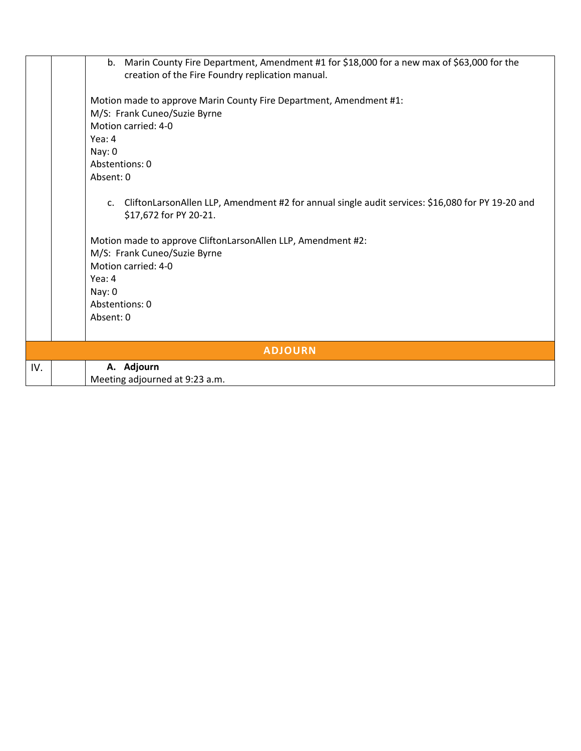| | | |
|---|---|---|
| | | b. Marin County Fire Department, Amendment #1 for $18,000 for a new max of $63,000 for the creation of the Fire Foundry replication manual.<br><br>Motion made to approve Marin County Fire Department, Amendment #1:<br>M/S: Frank Cuneo/Suzie Byrne<br>Motion carried: 4-0<br>Yea: 4<br>Nay: 0<br>Abstentions: 0<br>Absent: 0<br><br>c. CliftonLarsonAllen LLP, Amendment #2 for annual single audit services: $16,080 for PY 19-20 and $17,672 for PY 20-21.<br><br>Motion made to approve CliftonLarsonAllen LLP, Amendment #2:<br>M/S: Frank Cuneo/Suzie Byrne<br>Motion carried: 4-0<br>Yea: 4<br>Nay: 0<br>Abstentions: 0<br>Absent: 0 |
| **ADJOURN** | | |
| IV. | | **A. Adjourn**<br>Meeting adjourned at 9:23 a.m. |